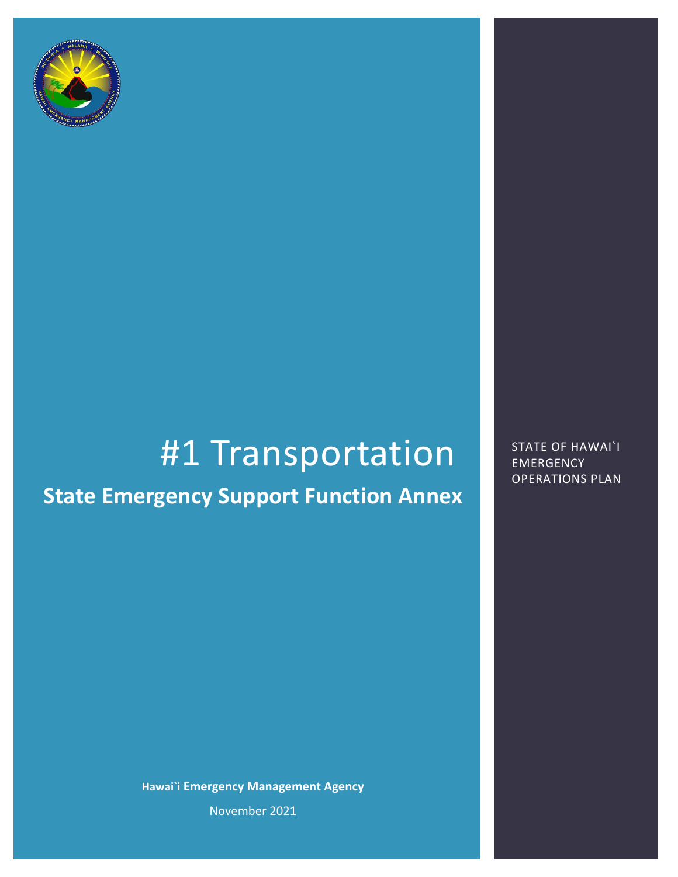# #1 Transportation

## State Emergency Support Function Annex

STATE OF HAWAI`I EMERGENCY OPERATIONS PLAN

**Hawai`i Emergency Management Agency**

November 2021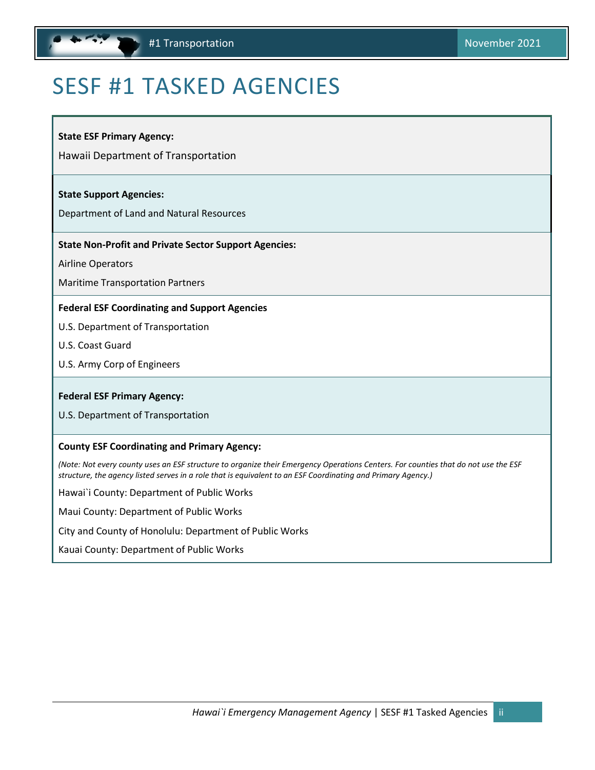# SESF #1 TASKED AGENCIES

**State ESF Primary Agency:**

Hawaii Department of Transportation

**State Support Agencies:**

Department of Land and Natural Resources

**State Non-Profit and Private Sector Support Agencies:**

Airline Operators

Maritime Transportation Partners

**Federal ESF Coordinating and Support Agencies**

U.S. Department of Transportation

U.S. Coast Guard

U.S. Army Corp of Engineers

**Federal ESF Primary Agency:**

U.S. Department of Transportation

**County ESF Coordinating and Primary Agency:**

*(Note: Not every county uses an ESF structure to organize their Emergency Operations Centers. For counties that do not use the ESF structure, the agency listed serves in a role that is equivalent to an ESF Coordinating and Primary Agency.)*

Hawai`i County: Department of Public Works

Maui County: Department of Public Works

City and County of Honolulu: Department of Public Works

Kauai County: Department of Public Works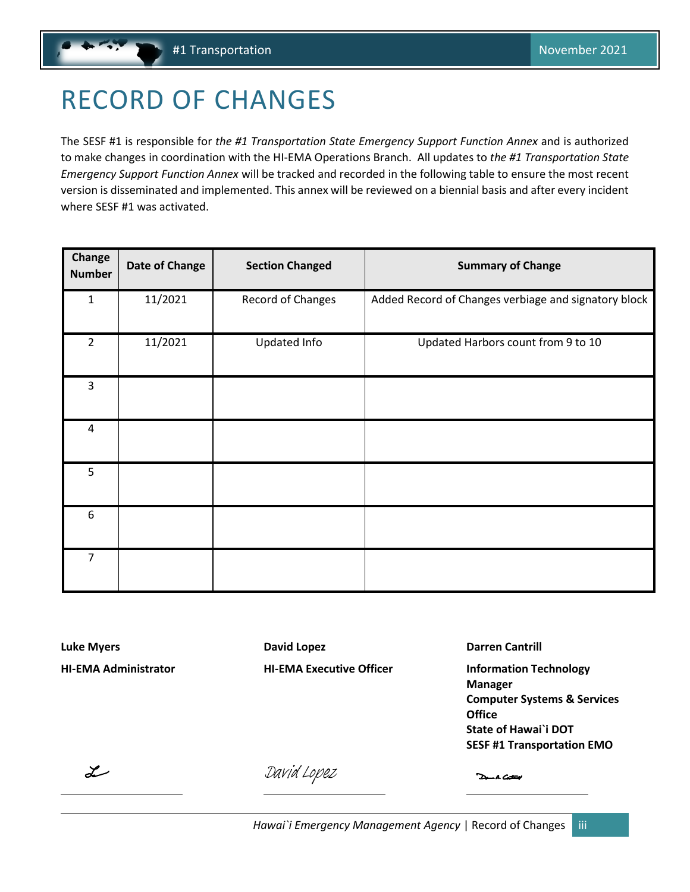# RECORD OF CHANGES

The SESF #1 is responsible for *the #1 Transportation State Emergency Support Function Annex* and is authorized to make changes in coordination with the HI-EMA Operations Branch. All updates to *the #1 Transportation State Emergency Support Function Annex* will be tracked and recorded in the following table to ensure the most recent version is disseminated and implemented. This annex will be reviewed on a biennial basis and after every incident where SESF #1 was activated.

| Change Number | Date of Change | Section Changed | Summary of Change |
|---|---|---|---|
| 1 | 11/2021 | Record of Changes | Added Record of Changes verbiage and signatory block |
| 2 | 11/2021 | Updated Info | Updated Harbors count from 9 to 10 |
| 3 | | | |
| 4 | | | |
| 5 | | | |
| 6 | | | |
| 7 | | | |

**Luke Myers**

**HI-EMA Administrator**

**David Lopez**

**HI-EMA Executive Officer**

**Darren Cantrill**

**Information Technology Manager**
**Computer Systems & Services Office**
**State of Hawai`i DOT**
**SESF #1 Transportation EMO**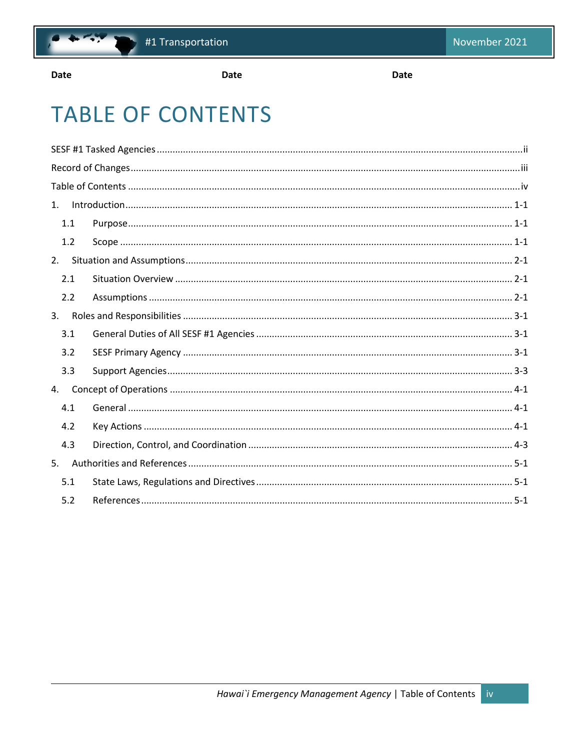**Date** **Date** **Date**

# TABLE OF CONTENTS

SESF #1 Tasked Agencies ........ ii

Record of Changes ........ iii

Table of Contents ........ iv

1. Introduction ........ 1-1
   - 1.1 Purpose ........ 1-1
   - 1.2 Scope ........ 1-1
2. Situation and Assumptions ........ 2-1
   - 2.1 Situation Overview ........ 2-1
   - 2.2 Assumptions ........ 2-1
3. Roles and Responsibilities ........ 3-1
   - 3.1 General Duties of All SESF #1 Agencies ........ 3-1
   - 3.2 SESF Primary Agency ........ 3-1
   - 3.3 Support Agencies ........ 3-3
4. Concept of Operations ........ 4-1
   - 4.1 General ........ 4-1
   - 4.2 Key Actions ........ 4-1
   - 4.3 Direction, Control, and Coordination ........ 4-3
5. Authorities and References ........ 5-1
   - 5.1 State Laws, Regulations and Directives ........ 5-1
   - 5.2 References ........ 5-1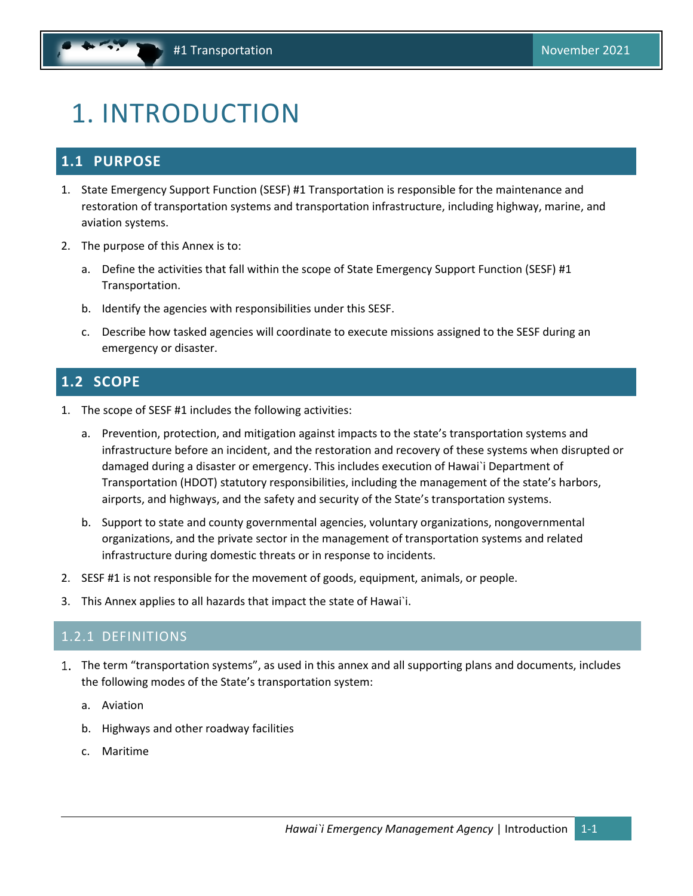# 1. INTRODUCTION

## 1.1 PURPOSE

1. State Emergency Support Function (SESF) #1 Transportation is responsible for the maintenance and restoration of transportation systems and transportation infrastructure, including highway, marine, and aviation systems.
2. The purpose of this Annex is to:
   a. Define the activities that fall within the scope of State Emergency Support Function (SESF) #1 Transportation.
   b. Identify the agencies with responsibilities under this SESF.
   c. Describe how tasked agencies will coordinate to execute missions assigned to the SESF during an emergency or disaster.

## 1.2 SCOPE

1. The scope of SESF #1 includes the following activities:
   a. Prevention, protection, and mitigation against impacts to the state's transportation systems and infrastructure before an incident, and the restoration and recovery of these systems when disrupted or damaged during a disaster or emergency. This includes execution of Hawai`i Department of Transportation (HDOT) statutory responsibilities, including the management of the state's harbors, airports, and highways, and the safety and security of the State's transportation systems.
   b. Support to state and county governmental agencies, voluntary organizations, nongovernmental organizations, and the private sector in the management of transportation systems and related infrastructure during domestic threats or in response to incidents.
2. SESF #1 is not responsible for the movement of goods, equipment, animals, or people.
3. This Annex applies to all hazards that impact the state of Hawai`i.

### 1.2.1 DEFINITIONS

1. The term "transportation systems", as used in this annex and all supporting plans and documents, includes the following modes of the State's transportation system:
   a. Aviation
   b. Highways and other roadway facilities
   c. Maritime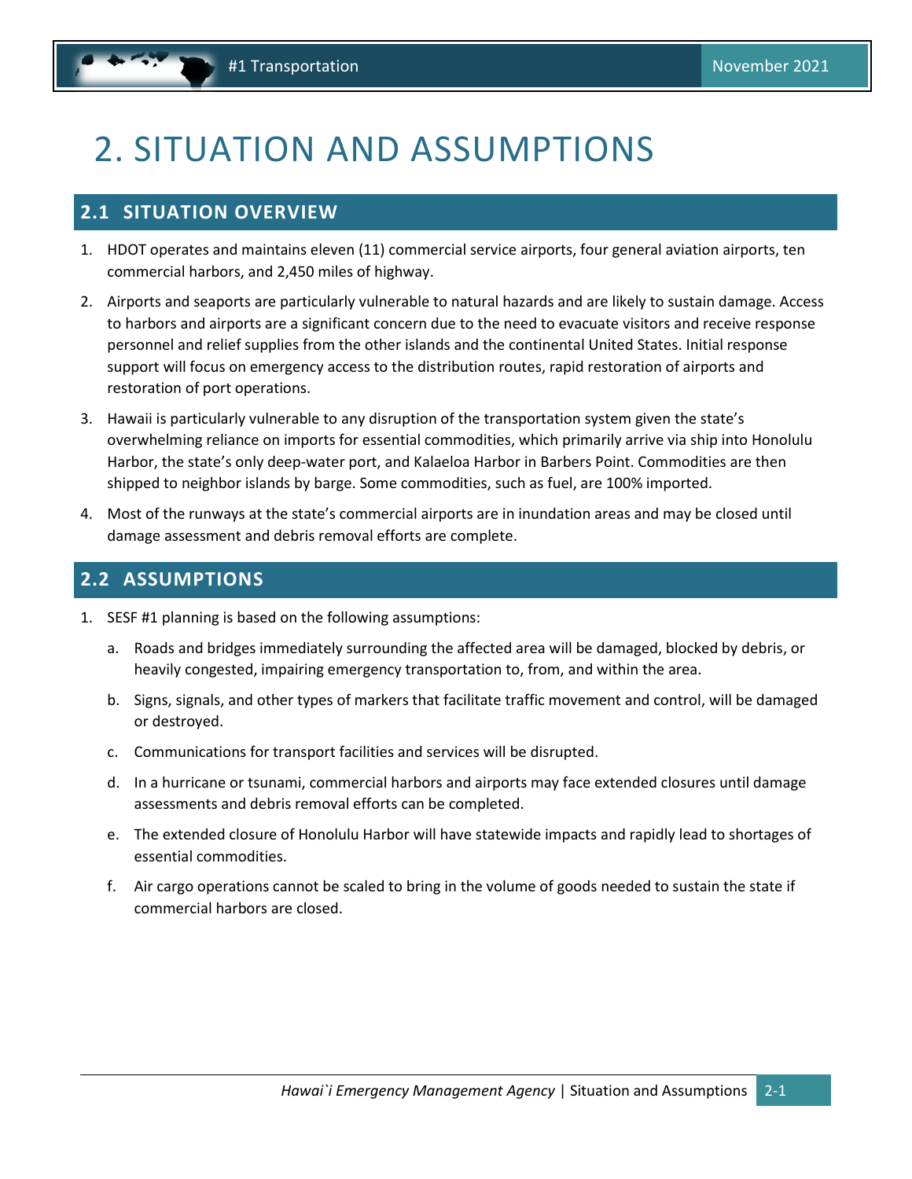# 2. SITUATION AND ASSUMPTIONS

## 2.1 SITUATION OVERVIEW

1. HDOT operates and maintains eleven (11) commercial service airports, four general aviation airports, ten commercial harbors, and 2,450 miles of highway.
2. Airports and seaports are particularly vulnerable to natural hazards and are likely to sustain damage. Access to harbors and airports are a significant concern due to the need to evacuate visitors and receive response personnel and relief supplies from the other islands and the continental United States. Initial response support will focus on emergency access to the distribution routes, rapid restoration of airports and restoration of port operations.
3. Hawaii is particularly vulnerable to any disruption of the transportation system given the state's overwhelming reliance on imports for essential commodities, which primarily arrive via ship into Honolulu Harbor, the state's only deep-water port, and Kalaeloa Harbor in Barbers Point. Commodities are then shipped to neighbor islands by barge. Some commodities, such as fuel, are 100% imported.
4. Most of the runways at the state's commercial airports are in inundation areas and may be closed until damage assessment and debris removal efforts are complete.

## 2.2 ASSUMPTIONS

1. SESF #1 planning is based on the following assumptions:
   a. Roads and bridges immediately surrounding the affected area will be damaged, blocked by debris, or heavily congested, impairing emergency transportation to, from, and within the area.
   b. Signs, signals, and other types of markers that facilitate traffic movement and control, will be damaged or destroyed.
   c. Communications for transport facilities and services will be disrupted.
   d. In a hurricane or tsunami, commercial harbors and airports may face extended closures until damage assessments and debris removal efforts can be completed.
   e. The extended closure of Honolulu Harbor will have statewide impacts and rapidly lead to shortages of essential commodities.
   f. Air cargo operations cannot be scaled to bring in the volume of goods needed to sustain the state if commercial harbors are closed.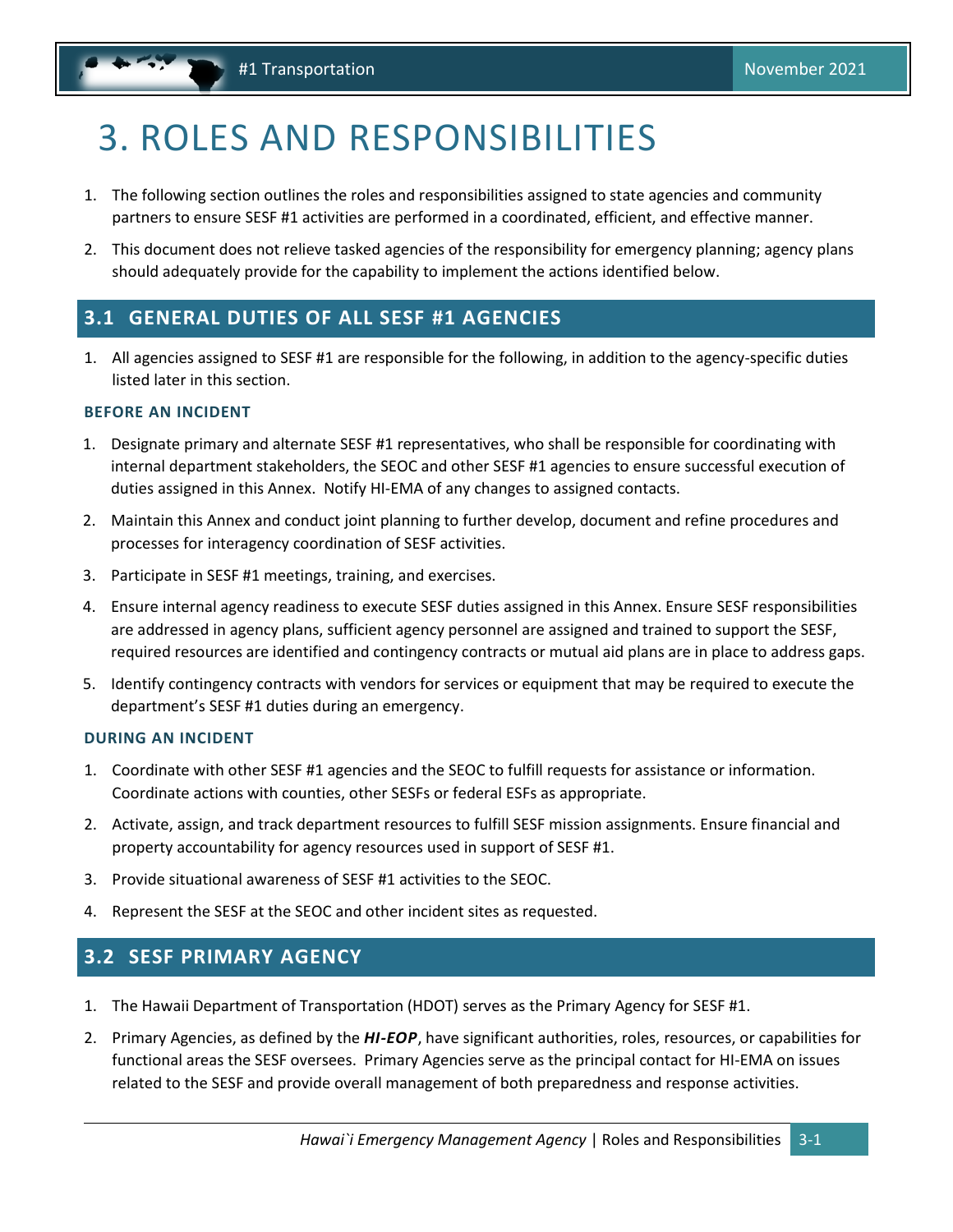# 3. ROLES AND RESPONSIBILITIES

1. The following section outlines the roles and responsibilities assigned to state agencies and community partners to ensure SESF #1 activities are performed in a coordinated, efficient, and effective manner.
2. This document does not relieve tasked agencies of the responsibility for emergency planning; agency plans should adequately provide for the capability to implement the actions identified below.

## 3.1 GENERAL DUTIES OF ALL SESF #1 AGENCIES

1. All agencies assigned to SESF #1 are responsible for the following, in addition to the agency-specific duties listed later in this section.

### BEFORE AN INCIDENT

1. Designate primary and alternate SESF #1 representatives, who shall be responsible for coordinating with internal department stakeholders, the SEOC and other SESF #1 agencies to ensure successful execution of duties assigned in this Annex. Notify HI-EMA of any changes to assigned contacts.
2. Maintain this Annex and conduct joint planning to further develop, document and refine procedures and processes for interagency coordination of SESF activities.
3. Participate in SESF #1 meetings, training, and exercises.
4. Ensure internal agency readiness to execute SESF duties assigned in this Annex. Ensure SESF responsibilities are addressed in agency plans, sufficient agency personnel are assigned and trained to support the SESF, required resources are identified and contingency contracts or mutual aid plans are in place to address gaps.
5. Identify contingency contracts with vendors for services or equipment that may be required to execute the department's SESF #1 duties during an emergency.

### DURING AN INCIDENT

1. Coordinate with other SESF #1 agencies and the SEOC to fulfill requests for assistance or information. Coordinate actions with counties, other SESFs or federal ESFs as appropriate.
2. Activate, assign, and track department resources to fulfill SESF mission assignments. Ensure financial and property accountability for agency resources used in support of SESF #1.
3. Provide situational awareness of SESF #1 activities to the SEOC.
4. Represent the SESF at the SEOC and other incident sites as requested.

## 3.2 SESF PRIMARY AGENCY

1. The Hawaii Department of Transportation (HDOT) serves as the Primary Agency for SESF #1.
2. Primary Agencies, as defined by the ***HI-EOP***, have significant authorities, roles, resources, or capabilities for functional areas the SESF oversees. Primary Agencies serve as the principal contact for HI-EMA on issues related to the SESF and provide overall management of both preparedness and response activities.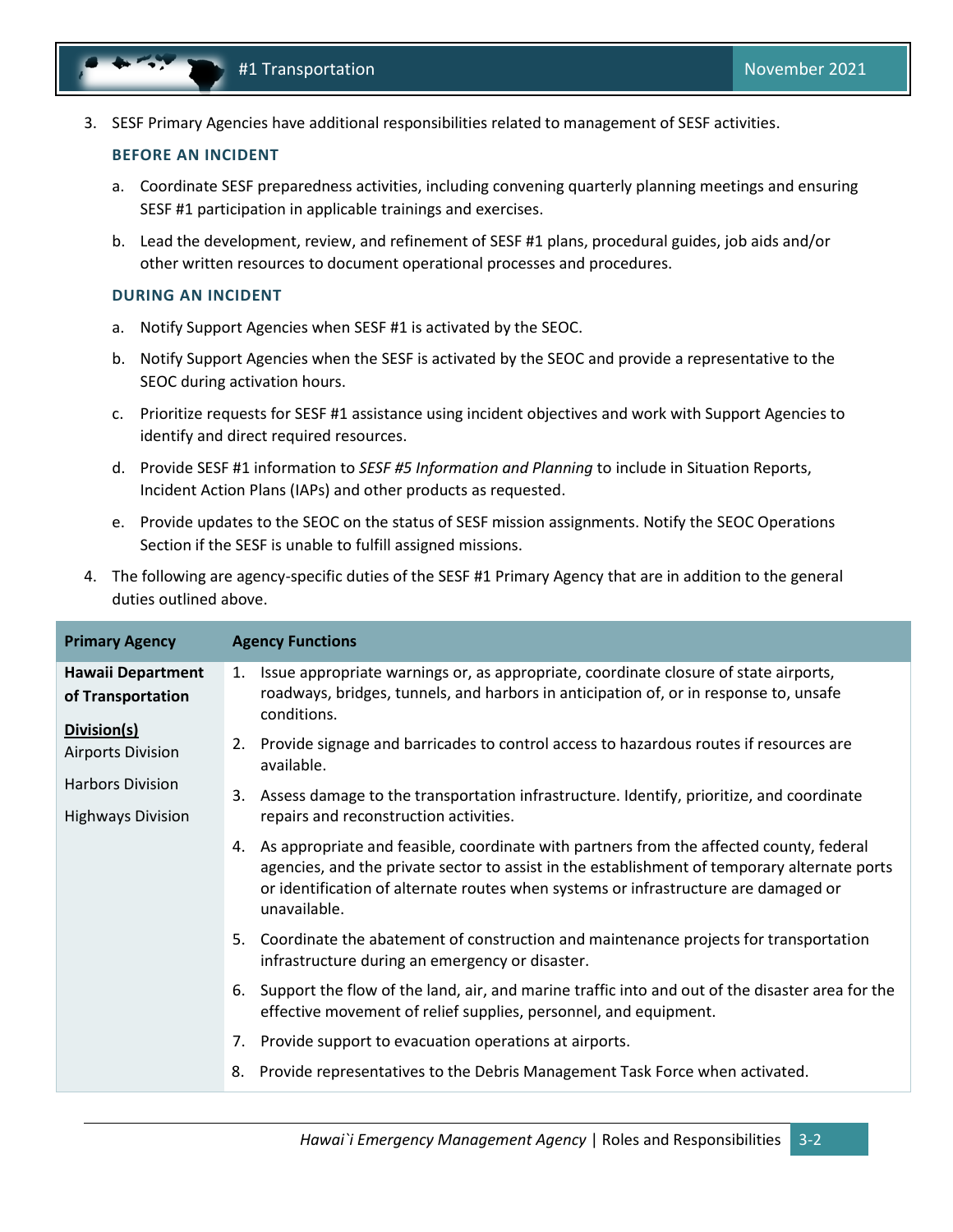3. SESF Primary Agencies have additional responsibilities related to management of SESF activities.

#### BEFORE AN INCIDENT

a. Coordinate SESF preparedness activities, including convening quarterly planning meetings and ensuring SESF #1 participation in applicable trainings and exercises.

b. Lead the development, review, and refinement of SESF #1 plans, procedural guides, job aids and/or other written resources to document operational processes and procedures.

#### DURING AN INCIDENT

a. Notify Support Agencies when SESF #1 is activated by the SEOC.

b. Notify Support Agencies when the SESF is activated by the SEOC and provide a representative to the SEOC during activation hours.

c. Prioritize requests for SESF #1 assistance using incident objectives and work with Support Agencies to identify and direct required resources.

d. Provide SESF #1 information to *SESF #5 Information and Planning* to include in Situation Reports, Incident Action Plans (IAPs) and other products as requested.

e. Provide updates to the SEOC on the status of SESF mission assignments. Notify the SEOC Operations Section if the SESF is unable to fulfill assigned missions.

4. The following are agency-specific duties of the SESF #1 Primary Agency that are in addition to the general duties outlined above.

| Primary Agency | Agency Functions |
|---|---|
| **Hawaii Department of Transportation**<br><br>**Division(s)**<br>Airports Division<br>Harbors Division<br>Highways Division | 1. Issue appropriate warnings or, as appropriate, coordinate closure of state airports, roadways, bridges, tunnels, and harbors in anticipation of, or in response to, unsafe conditions.<br>2. Provide signage and barricades to control access to hazardous routes if resources are available.<br>3. Assess damage to the transportation infrastructure. Identify, prioritize, and coordinate repairs and reconstruction activities.<br>4. As appropriate and feasible, coordinate with partners from the affected county, federal agencies, and the private sector to assist in the establishment of temporary alternate ports or identification of alternate routes when systems or infrastructure are damaged or unavailable.<br>5. Coordinate the abatement of construction and maintenance projects for transportation infrastructure during an emergency or disaster.<br>6. Support the flow of the land, air, and marine traffic into and out of the disaster area for the effective movement of relief supplies, personnel, and equipment.<br>7. Provide support to evacuation operations at airports.<br>8. Provide representatives to the Debris Management Task Force when activated. |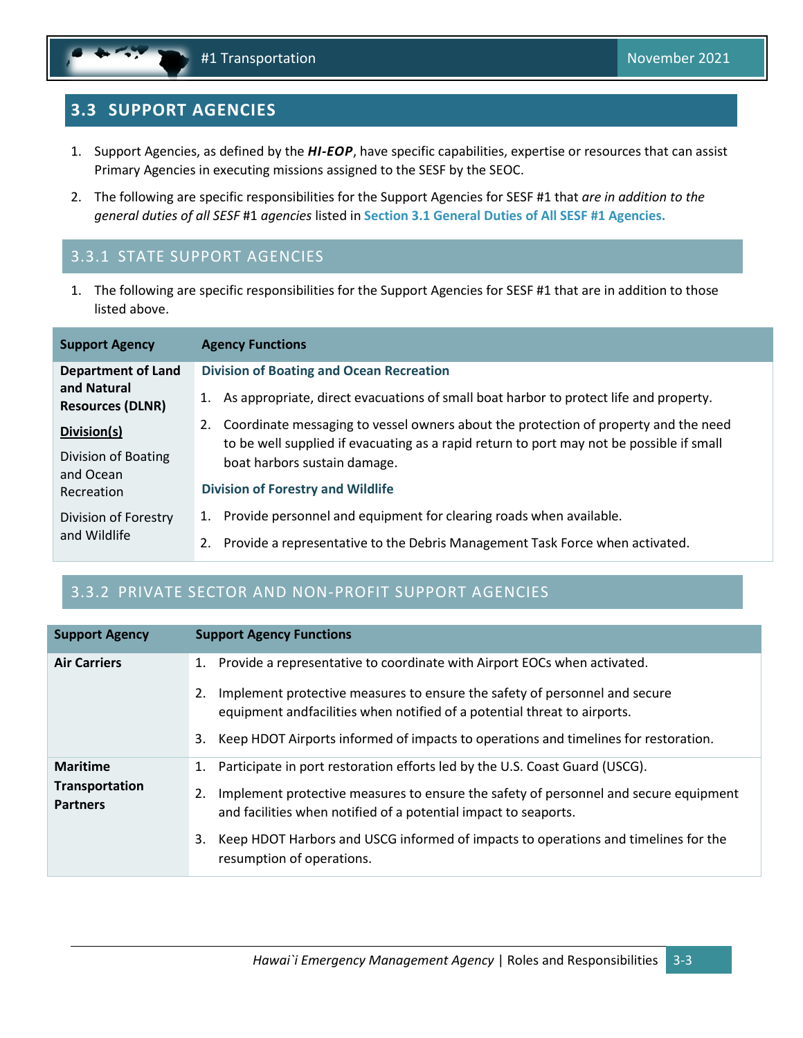## 3.3 SUPPORT AGENCIES

1. Support Agencies, as defined by the ***HI-EOP***, have specific capabilities, expertise or resources that can assist Primary Agencies in executing missions assigned to the SESF by the SEOC.
2. The following are specific responsibilities for the Support Agencies for SESF #1 that *are in addition to the general duties of all SESF* #1 *agencies* listed in **Section 3.1 General Duties of All SESF #1 Agencies.**

### 3.3.1 STATE SUPPORT AGENCIES

1. The following are specific responsibilities for the Support Agencies for SESF #1 that are in addition to those listed above.

| Support Agency | Agency Functions |
|---|---|
| **Department of Land and Natural Resources (DLNR)**<br><br>**<u>Division(s)</u>**<br><br>Division of Boating and Ocean Recreation<br><br>Division of Forestry and Wildlife | **Division of Boating and Ocean Recreation**<br>1. As appropriate, direct evacuations of small boat harbor to protect life and property.<br>2. Coordinate messaging to vessel owners about the protection of property and the need to be well supplied if evacuating as a rapid return to port may not be possible if small boat harbors sustain damage.<br><br>**Division of Forestry and Wildlife**<br>1. Provide personnel and equipment for clearing roads when available.<br>2. Provide a representative to the Debris Management Task Force when activated. |

### 3.3.2 PRIVATE SECTOR AND NON-PROFIT SUPPORT AGENCIES

| Support Agency | Support Agency Functions |
|---|---|
| **Air Carriers** | 1. Provide a representative to coordinate with Airport EOCs when activated.<br>2. Implement protective measures to ensure the safety of personnel and secure equipment andfacilities when notified of a potential threat to airports.<br>3. Keep HDOT Airports informed of impacts to operations and timelines for restoration. |
| **Maritime Transportation Partners** | 1. Participate in port restoration efforts led by the U.S. Coast Guard (USCG).<br>2. Implement protective measures to ensure the safety of personnel and secure equipment and facilities when notified of a potential impact to seaports.<br>3. Keep HDOT Harbors and USCG informed of impacts to operations and timelines for the resumption of operations. |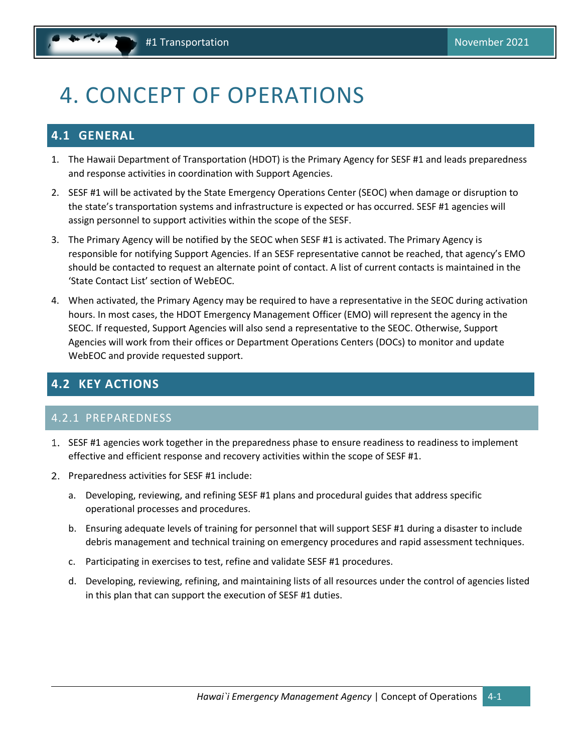# 4. CONCEPT OF OPERATIONS

## 4.1 GENERAL

1. The Hawaii Department of Transportation (HDOT) is the Primary Agency for SESF #1 and leads preparedness and response activities in coordination with Support Agencies.
2. SESF #1 will be activated by the State Emergency Operations Center (SEOC) when damage or disruption to the state's transportation systems and infrastructure is expected or has occurred. SESF #1 agencies will assign personnel to support activities within the scope of the SESF.
3. The Primary Agency will be notified by the SEOC when SESF #1 is activated. The Primary Agency is responsible for notifying Support Agencies. If an SESF representative cannot be reached, that agency's EMO should be contacted to request an alternate point of contact. A list of current contacts is maintained in the 'State Contact List' section of WebEOC.
4. When activated, the Primary Agency may be required to have a representative in the SEOC during activation hours. In most cases, the HDOT Emergency Management Officer (EMO) will represent the agency in the SEOC. If requested, Support Agencies will also send a representative to the SEOC. Otherwise, Support Agencies will work from their offices or Department Operations Centers (DOCs) to monitor and update WebEOC and provide requested support.

## 4.2 KEY ACTIONS

### 4.2.1 PREPAREDNESS

1. SESF #1 agencies work together in the preparedness phase to ensure readiness to readiness to implement effective and efficient response and recovery activities within the scope of SESF #1.
2. Preparedness activities for SESF #1 include:
   a. Developing, reviewing, and refining SESF #1 plans and procedural guides that address specific operational processes and procedures.
   b. Ensuring adequate levels of training for personnel that will support SESF #1 during a disaster to include debris management and technical training on emergency procedures and rapid assessment techniques.
   c. Participating in exercises to test, refine and validate SESF #1 procedures.
   d. Developing, reviewing, refining, and maintaining lists of all resources under the control of agencies listed in this plan that can support the execution of SESF #1 duties.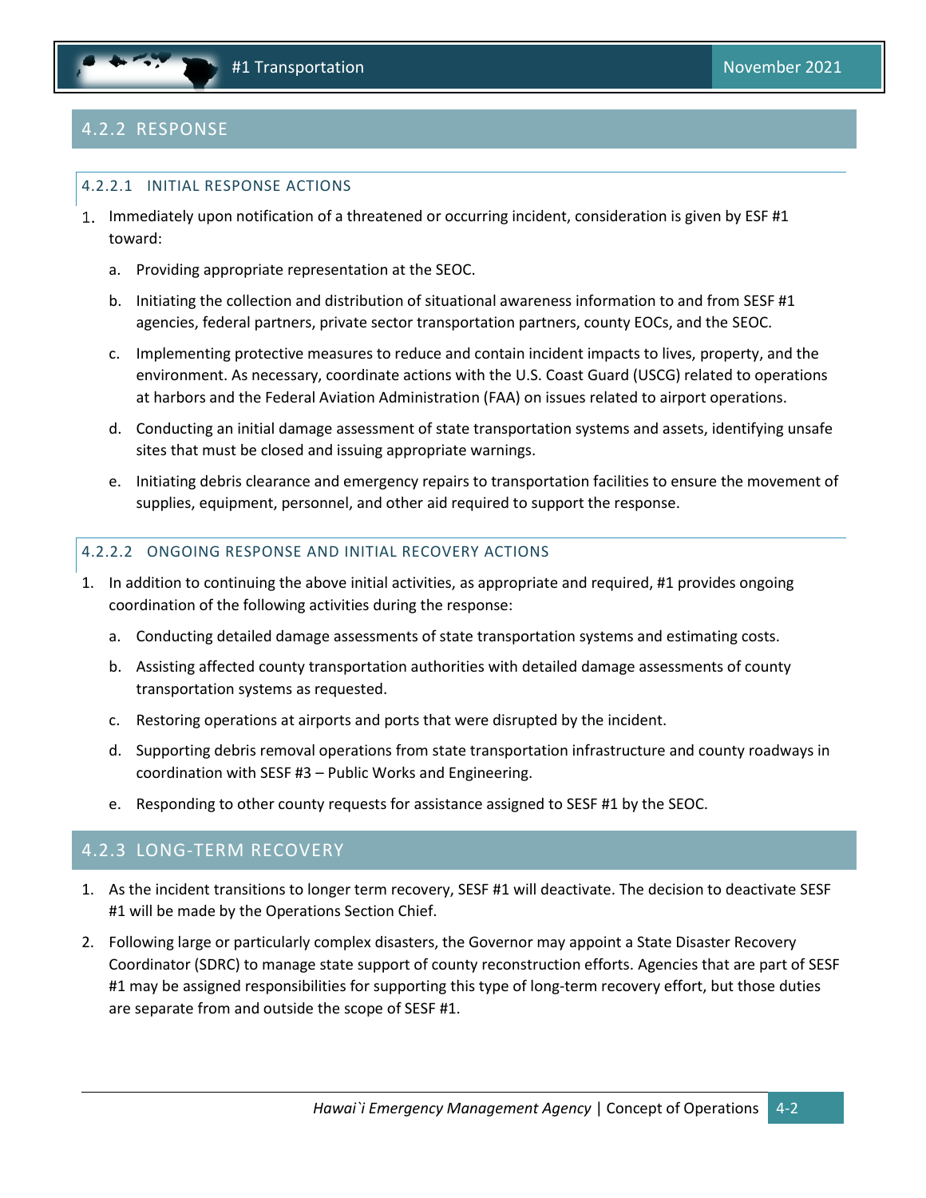## 4.2.2 RESPONSE

### 4.2.2.1 INITIAL RESPONSE ACTIONS

1. Immediately upon notification of a threatened or occurring incident, consideration is given by ESF #1 toward:
   a. Providing appropriate representation at the SEOC.
   b. Initiating the collection and distribution of situational awareness information to and from SESF #1 agencies, federal partners, private sector transportation partners, county EOCs, and the SEOC.
   c. Implementing protective measures to reduce and contain incident impacts to lives, property, and the environment. As necessary, coordinate actions with the U.S. Coast Guard (USCG) related to operations at harbors and the Federal Aviation Administration (FAA) on issues related to airport operations.
   d. Conducting an initial damage assessment of state transportation systems and assets, identifying unsafe sites that must be closed and issuing appropriate warnings.
   e. Initiating debris clearance and emergency repairs to transportation facilities to ensure the movement of supplies, equipment, personnel, and other aid required to support the response.

### 4.2.2.2 ONGOING RESPONSE AND INITIAL RECOVERY ACTIONS

1. In addition to continuing the above initial activities, as appropriate and required, #1 provides ongoing coordination of the following activities during the response:
   a. Conducting detailed damage assessments of state transportation systems and estimating costs.
   b. Assisting affected county transportation authorities with detailed damage assessments of county transportation systems as requested.
   c. Restoring operations at airports and ports that were disrupted by the incident.
   d. Supporting debris removal operations from state transportation infrastructure and county roadways in coordination with SESF #3 – Public Works and Engineering.
   e. Responding to other county requests for assistance assigned to SESF #1 by the SEOC.

## 4.2.3 LONG-TERM RECOVERY

1. As the incident transitions to longer term recovery, SESF #1 will deactivate. The decision to deactivate SESF #1 will be made by the Operations Section Chief.
2. Following large or particularly complex disasters, the Governor may appoint a State Disaster Recovery Coordinator (SDRC) to manage state support of county reconstruction efforts. Agencies that are part of SESF #1 may be assigned responsibilities for supporting this type of long-term recovery effort, but those duties are separate from and outside the scope of SESF #1.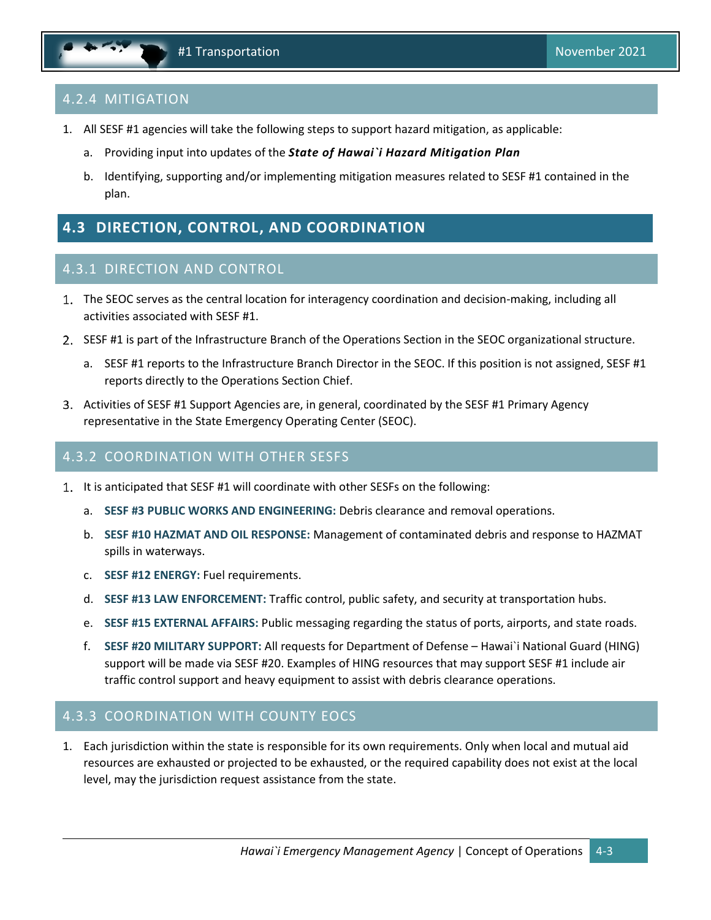### 4.2.4 MITIGATION

1. All SESF #1 agencies will take the following steps to support hazard mitigation, as applicable:
   a. Providing input into updates of the ***State of Hawai`i Hazard Mitigation Plan***
   b. Identifying, supporting and/or implementing mitigation measures related to SESF #1 contained in the plan.

## 4.3 DIRECTION, CONTROL, AND COORDINATION

### 4.3.1 DIRECTION AND CONTROL

1. The SEOC serves as the central location for interagency coordination and decision-making, including all activities associated with SESF #1.
2. SESF #1 is part of the Infrastructure Branch of the Operations Section in the SEOC organizational structure.
   a. SESF #1 reports to the Infrastructure Branch Director in the SEOC. If this position is not assigned, SESF #1 reports directly to the Operations Section Chief.
3. Activities of SESF #1 Support Agencies are, in general, coordinated by the SESF #1 Primary Agency representative in the State Emergency Operating Center (SEOC).

### 4.3.2 COORDINATION WITH OTHER SESFS

1. It is anticipated that SESF #1 will coordinate with other SESFs on the following:
   a. **SESF #3 PUBLIC WORKS AND ENGINEERING:** Debris clearance and removal operations.
   b. **SESF #10 HAZMAT AND OIL RESPONSE:** Management of contaminated debris and response to HAZMAT spills in waterways.
   c. **SESF #12 ENERGY:** Fuel requirements.
   d. **SESF #13 LAW ENFORCEMENT:** Traffic control, public safety, and security at transportation hubs.
   e. **SESF #15 EXTERNAL AFFAIRS:** Public messaging regarding the status of ports, airports, and state roads.
   f. **SESF #20 MILITARY SUPPORT:** All requests for Department of Defense – Hawai`i National Guard (HING) support will be made via SESF #20. Examples of HING resources that may support SESF #1 include air traffic control support and heavy equipment to assist with debris clearance operations.

### 4.3.3 COORDINATION WITH COUNTY EOCS

1. Each jurisdiction within the state is responsible for its own requirements. Only when local and mutual aid resources are exhausted or projected to be exhausted, or the required capability does not exist at the local level, may the jurisdiction request assistance from the state.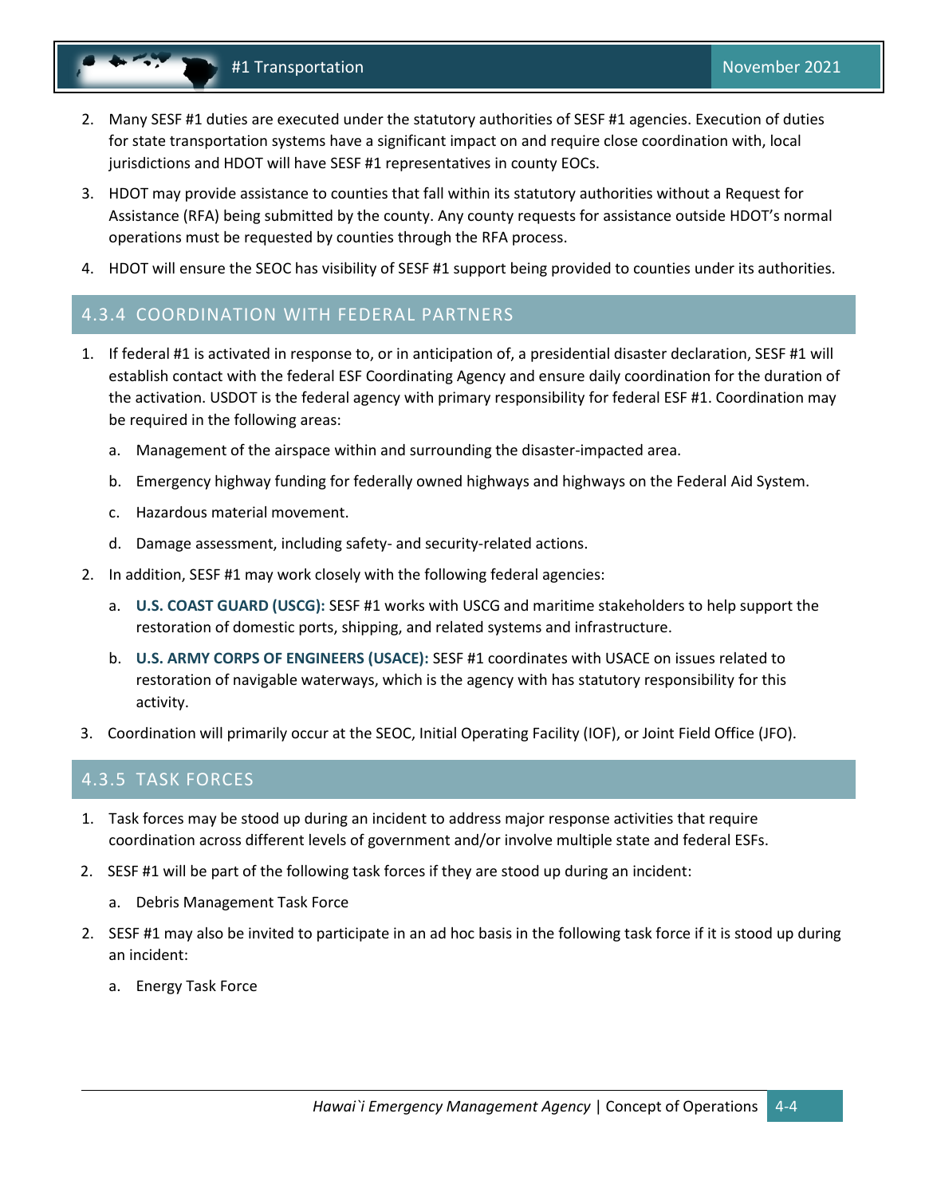2. Many SESF #1 duties are executed under the statutory authorities of SESF #1 agencies. Execution of duties for state transportation systems have a significant impact on and require close coordination with, local jurisdictions and HDOT will have SESF #1 representatives in county EOCs.
3. HDOT may provide assistance to counties that fall within its statutory authorities without a Request for Assistance (RFA) being submitted by the county. Any county requests for assistance outside HDOT's normal operations must be requested by counties through the RFA process.
4. HDOT will ensure the SEOC has visibility of SESF #1 support being provided to counties under its authorities.

### 4.3.4 COORDINATION WITH FEDERAL PARTNERS

1. If federal #1 is activated in response to, or in anticipation of, a presidential disaster declaration, SESF #1 will establish contact with the federal ESF Coordinating Agency and ensure daily coordination for the duration of the activation. USDOT is the federal agency with primary responsibility for federal ESF #1. Coordination may be required in the following areas:
   a. Management of the airspace within and surrounding the disaster-impacted area.
   b. Emergency highway funding for federally owned highways and highways on the Federal Aid System.
   c. Hazardous material movement.
   d. Damage assessment, including safety- and security-related actions.
2. In addition, SESF #1 may work closely with the following federal agencies:
   a. **U.S. COAST GUARD (USCG):** SESF #1 works with USCG and maritime stakeholders to help support the restoration of domestic ports, shipping, and related systems and infrastructure.
   b. **U.S. ARMY CORPS OF ENGINEERS (USACE):** SESF #1 coordinates with USACE on issues related to restoration of navigable waterways, which is the agency with has statutory responsibility for this activity.
3. Coordination will primarily occur at the SEOC, Initial Operating Facility (IOF), or Joint Field Office (JFO).

### 4.3.5 TASK FORCES

1. Task forces may be stood up during an incident to address major response activities that require coordination across different levels of government and/or involve multiple state and federal ESFs.
2. SESF #1 will be part of the following task forces if they are stood up during an incident:
   a. Debris Management Task Force
2. SESF #1 may also be invited to participate in an ad hoc basis in the following task force if it is stood up during an incident:
   a. Energy Task Force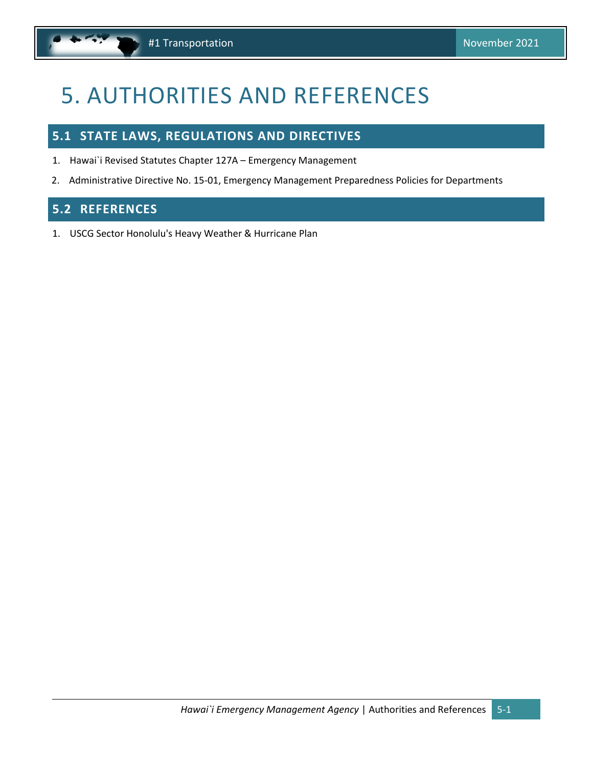# 5. AUTHORITIES AND REFERENCES

## 5.1 STATE LAWS, REGULATIONS AND DIRECTIVES

1. Hawai`i Revised Statutes Chapter 127A – Emergency Management
2. Administrative Directive No. 15-01, Emergency Management Preparedness Policies for Departments

## 5.2 REFERENCES

1. USCG Sector Honolulu's Heavy Weather & Hurricane Plan